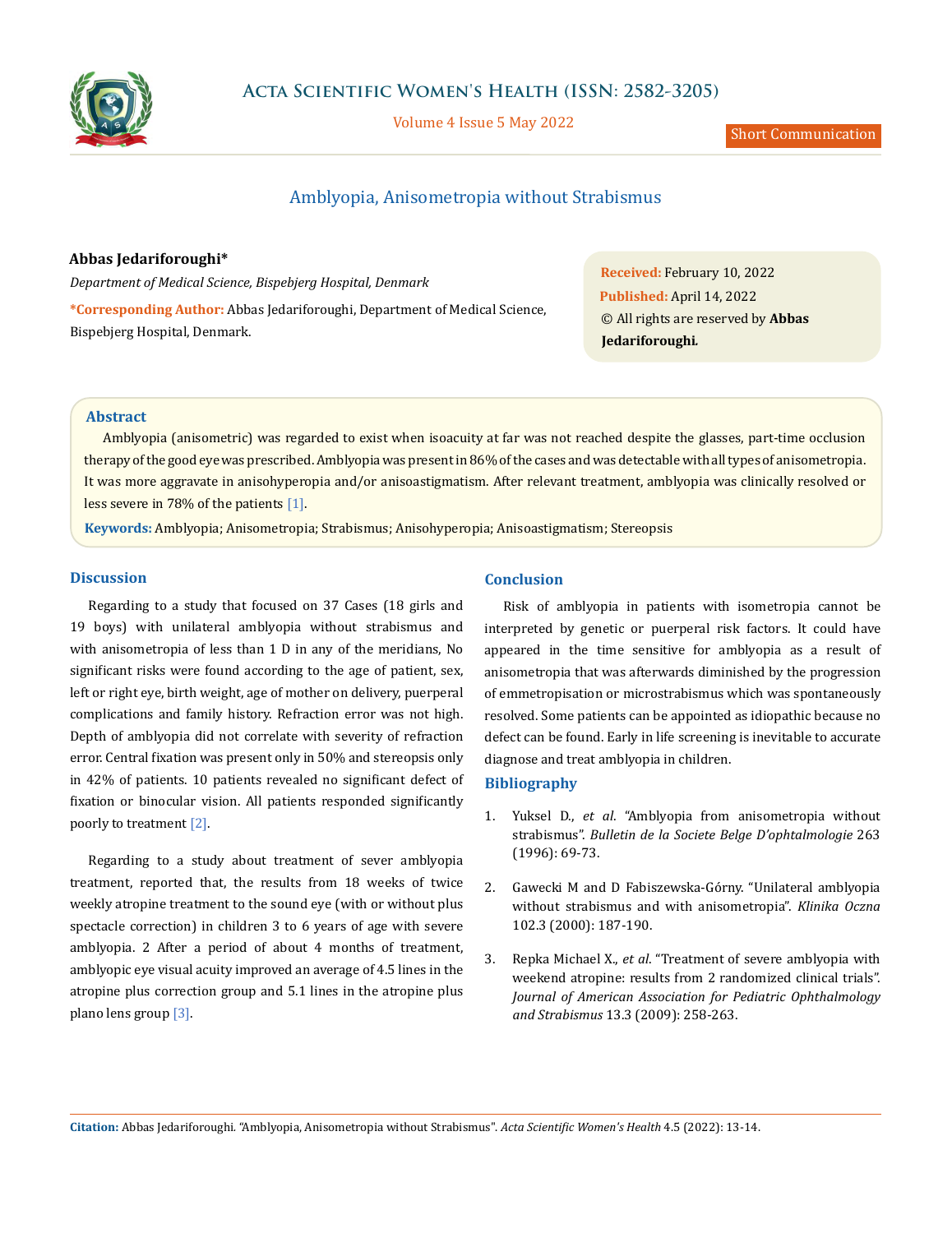# Amblyopia, Anisometropia without Strabismus

**Abbas Jedariforoughi***

*Department of Medical Science, Bispebjerg Hospital, Denmark*

***Corresponding Author:** Abbas Jedariforoughi, Department of Medical Science, Bispebjerg Hospital, Denmark.

**Received:** February 10, 2022
**Published:** April 14, 2022
© All rights are reserved by **Abbas Jedariforoughi.**

## Abstract

Amblyopia (anisometric) was regarded to exist when isoacuity at far was not reached despite the glasses, part-time occlusion therapy of the good eye was prescribed. Amblyopia was present in 86% of the cases and was detectable with all types of anisometropia. It was more aggravate in anisohyperopia and/or anisoastigmatism. After relevant treatment, amblyopia was clinically resolved or less severe in 78% of the patients [1].

**Keywords:** Amblyopia; Anisometropia; Strabismus; Anisohyperopia; Anisoastigmatism; Stereopsis

## Discussion

Regarding to a study that focused on 37 Cases (18 girls and 19 boys) with unilateral amblyopia without strabismus and with anisometropia of less than 1 D in any of the meridians, No significant risks were found according to the age of patient, sex, left or right eye, birth weight, age of mother on delivery, puerperal complications and family history. Refraction error was not high. Depth of amblyopia did not correlate with severity of refraction error. Central fixation was present only in 50% and stereopsis only in 42% of patients. 10 patients revealed no significant defect of fixation or binocular vision. All patients responded significantly poorly to treatment [2].

Regarding to a study about treatment of sever amblyopia treatment, reported that, the results from 18 weeks of twice weekly atropine treatment to the sound eye (with or without plus spectacle correction) in children 3 to 6 years of age with severe amblyopia. 2 After a period of about 4 months of treatment, amblyopic eye visual acuity improved an average of 4.5 lines in the atropine plus correction group and 5.1 lines in the atropine plus plano lens group [3].

## Conclusion

Risk of amblyopia in patients with isometropia cannot be interpreted by genetic or puerperal risk factors. It could have appeared in the time sensitive for amblyopia as a result of anisometropia that was afterwards diminished by the progression of emmetropisation or microstrabismus which was spontaneously resolved. Some patients can be appointed as idiopathic because no defect can be found. Early in life screening is inevitable to accurate diagnose and treat amblyopia in children.

## Bibliography

1. Yuksel D., *et al*. "Amblyopia from anisometropia without strabismus". *Bulletin de la Societe Belge D'ophtalmologie* 263 (1996): 69-73.
2. Gawecki M and D Fabiszewska-Górny. "Unilateral amblyopia without strabismus and with anisometropia". *Klinika Oczna* 102.3 (2000): 187-190.
3. Repka Michael X., *et al*. "Treatment of severe amblyopia with weekend atropine: results from 2 randomized clinical trials". *Journal of American Association for Pediatric Ophthalmology and Strabismus* 13.3 (2009): 258-263.

**Citation:** Abbas Jedariforoughi. "Amblyopia, Anisometropia without Strabismus". *Acta Scientific Women's Health* 4.5 (2022): 13-14.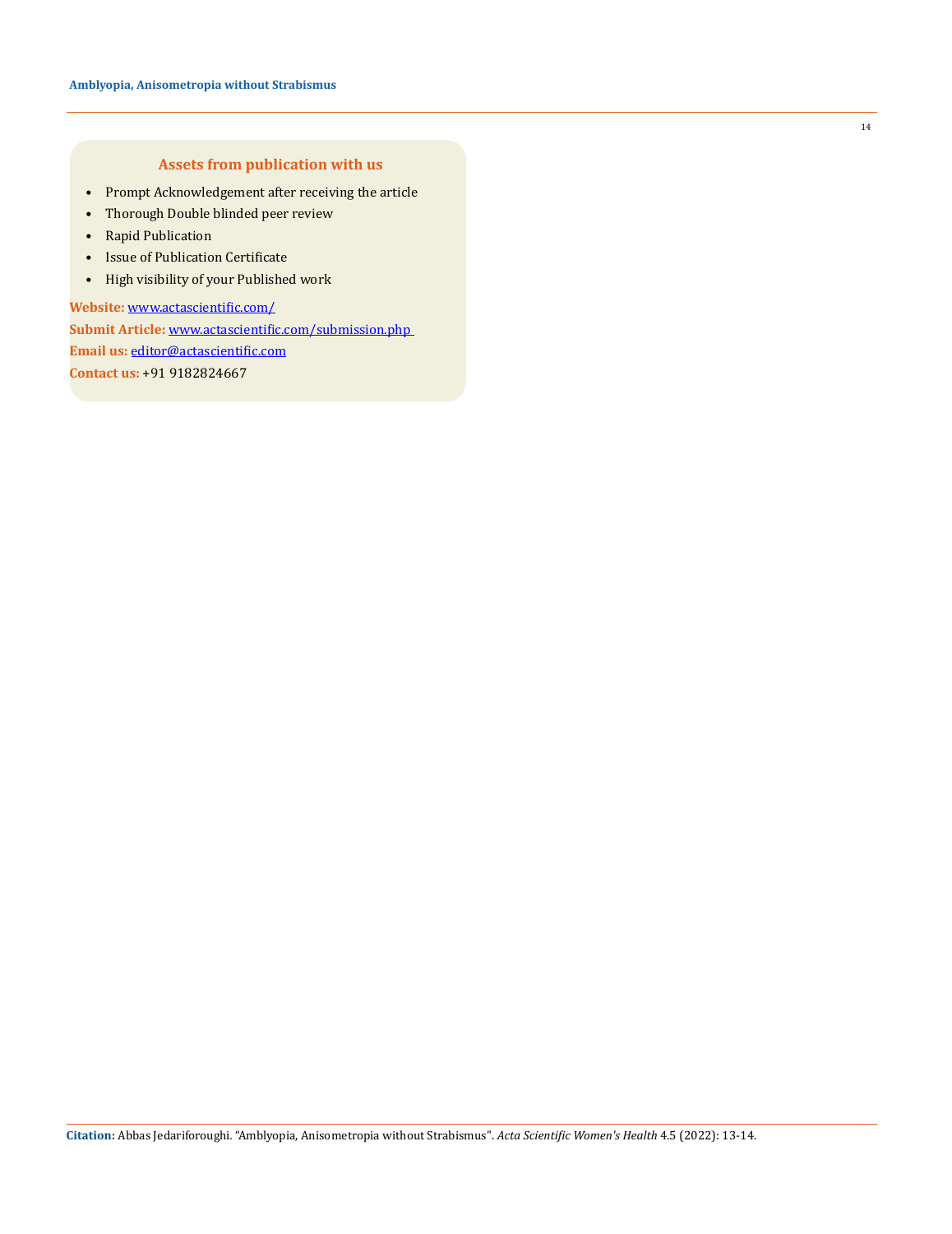### Assets from publication with us

- Prompt Acknowledgement after receiving the article
- Thorough Double blinded peer review
- Rapid Publication
- Issue of Publication Certificate
- High visibility of your Published work

**Website:** www.actascientific.com/
**Submit Article:** www.actascientific.com/submission.php
**Email us:** editor@actascientific.com
**Contact us:** +91 9182824667